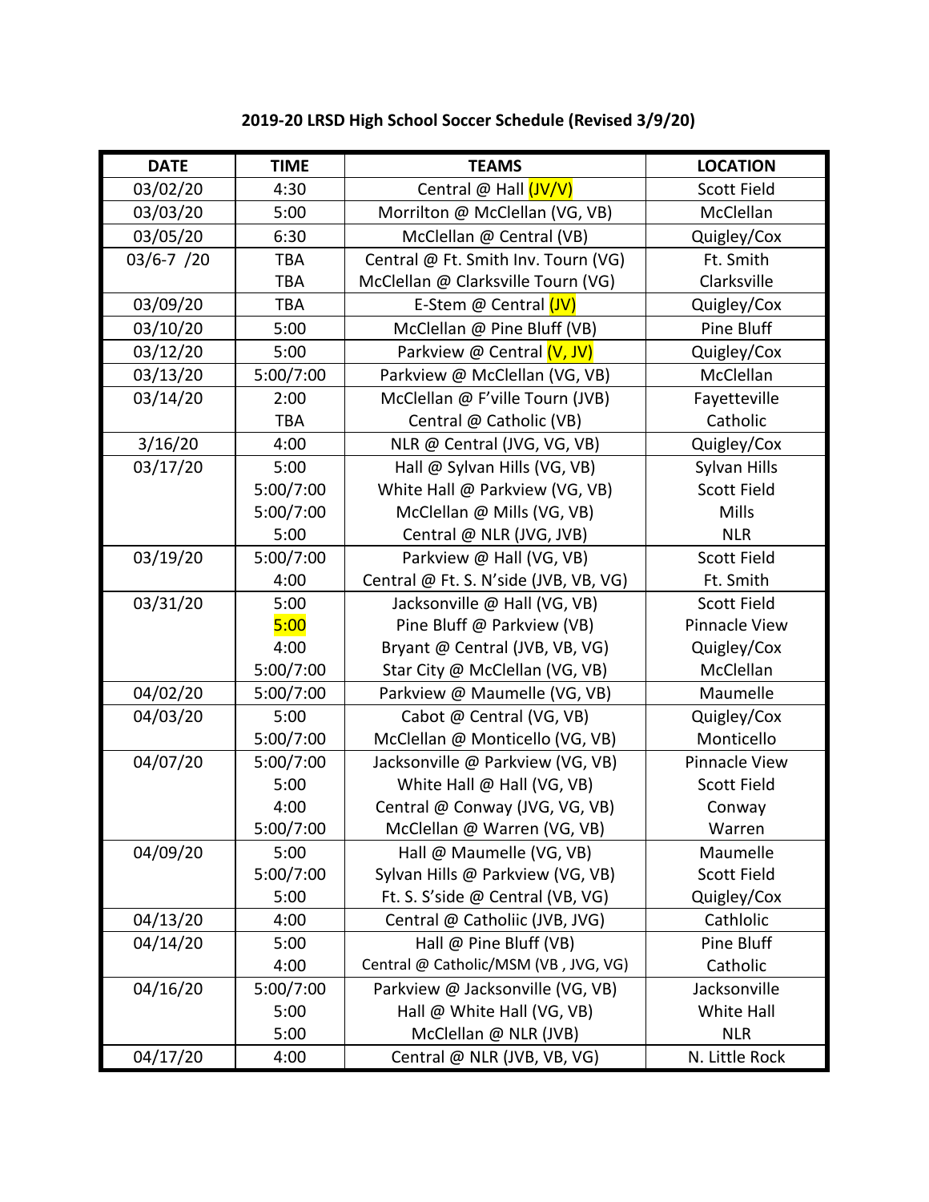**2019-20 LRSD High School Soccer Schedule (Revised 3/9/20)**

| DATE | TIME | TEAMS | LOCATION |
|---|---|---|---|
| 03/02/20 | 4:30 | Central @ Hall (JV/V) | Scott Field |
| 03/03/20 | 5:00 | Morrilton @ McClellan (VG, VB) | McClellan |
| 03/05/20 | 6:30 | McClellan @ Central (VB) | Quigley/Cox |
| 03/6-7 /20 | TBA | Central @ Ft. Smith Inv. Tourn (VG) | Ft. Smith |
| | TBA | McClellan @ Clarksville Tourn (VG) | Clarksville |
| 03/09/20 | TBA | E-Stem @ Central (JV) | Quigley/Cox |
| 03/10/20 | 5:00 | McClellan @ Pine Bluff (VB) | Pine Bluff |
| 03/12/20 | 5:00 | Parkview @ Central (V, JV) | Quigley/Cox |
| 03/13/20 | 5:00/7:00 | Parkview @ McClellan (VG, VB) | McClellan |
| 03/14/20 | 2:00 | McClellan @ F'ville Tourn (JVB) | Fayetteville |
| | TBA | Central @ Catholic (VB) | Catholic |
| 3/16/20 | 4:00 | NLR @ Central (JVG, VG, VB) | Quigley/Cox |
| 03/17/20 | 5:00 | Hall @ Sylvan Hills (VG, VB) | Sylvan Hills |
| | 5:00/7:00 | White Hall @ Parkview (VG, VB) | Scott Field |
| | 5:00/7:00 | McClellan @ Mills (VG, VB) | Mills |
| | 5:00 | Central @ NLR (JVG, JVB) | NLR |
| 03/19/20 | 5:00/7:00 | Parkview @ Hall (VG, VB) | Scott Field |
| | 4:00 | Central @ Ft. S. N'side (JVB, VB, VG) | Ft. Smith |
| 03/31/20 | 5:00 | Jacksonville @ Hall (VG, VB) | Scott Field |
| | 5:00 | Pine Bluff @ Parkview (VB) | Pinnacle View |
| | 4:00 | Bryant @ Central (JVB, VB, VG) | Quigley/Cox |
| | 5:00/7:00 | Star City @ McClellan (VG, VB) | McClellan |
| 04/02/20 | 5:00/7:00 | Parkview @ Maumelle (VG, VB) | Maumelle |
| 04/03/20 | 5:00 | Cabot @ Central (VG, VB) | Quigley/Cox |
| | 5:00/7:00 | McClellan @ Monticello (VG, VB) | Monticello |
| 04/07/20 | 5:00/7:00 | Jacksonville @ Parkview (VG, VB) | Pinnacle View |
| | 5:00 | White Hall @ Hall (VG, VB) | Scott Field |
| | 4:00 | Central @ Conway (JVG, VG, VB) | Conway |
| | 5:00/7:00 | McClellan @ Warren (VG, VB) | Warren |
| 04/09/20 | 5:00 | Hall @ Maumelle (VG, VB) | Maumelle |
| | 5:00/7:00 | Sylvan Hills @ Parkview (VG, VB) | Scott Field |
| | 5:00 | Ft. S. S'side @ Central (VB, VG) | Quigley/Cox |
| 04/13/20 | 4:00 | Central @ Catholiic (JVB, JVG) | Cathlolic |
| 04/14/20 | 5:00 | Hall @ Pine Bluff (VB) | Pine Bluff |
| | 4:00 | Central @ Catholic/MSM (VB , JVG, VG) | Catholic |
| 04/16/20 | 5:00/7:00 | Parkview @ Jacksonville (VG, VB) | Jacksonville |
| | 5:00 | Hall @ White Hall (VG, VB) | White Hall |
| | 5:00 | McClellan @ NLR (JVB) | NLR |
| 04/17/20 | 4:00 | Central @ NLR (JVB, VB, VG) | N. Little Rock |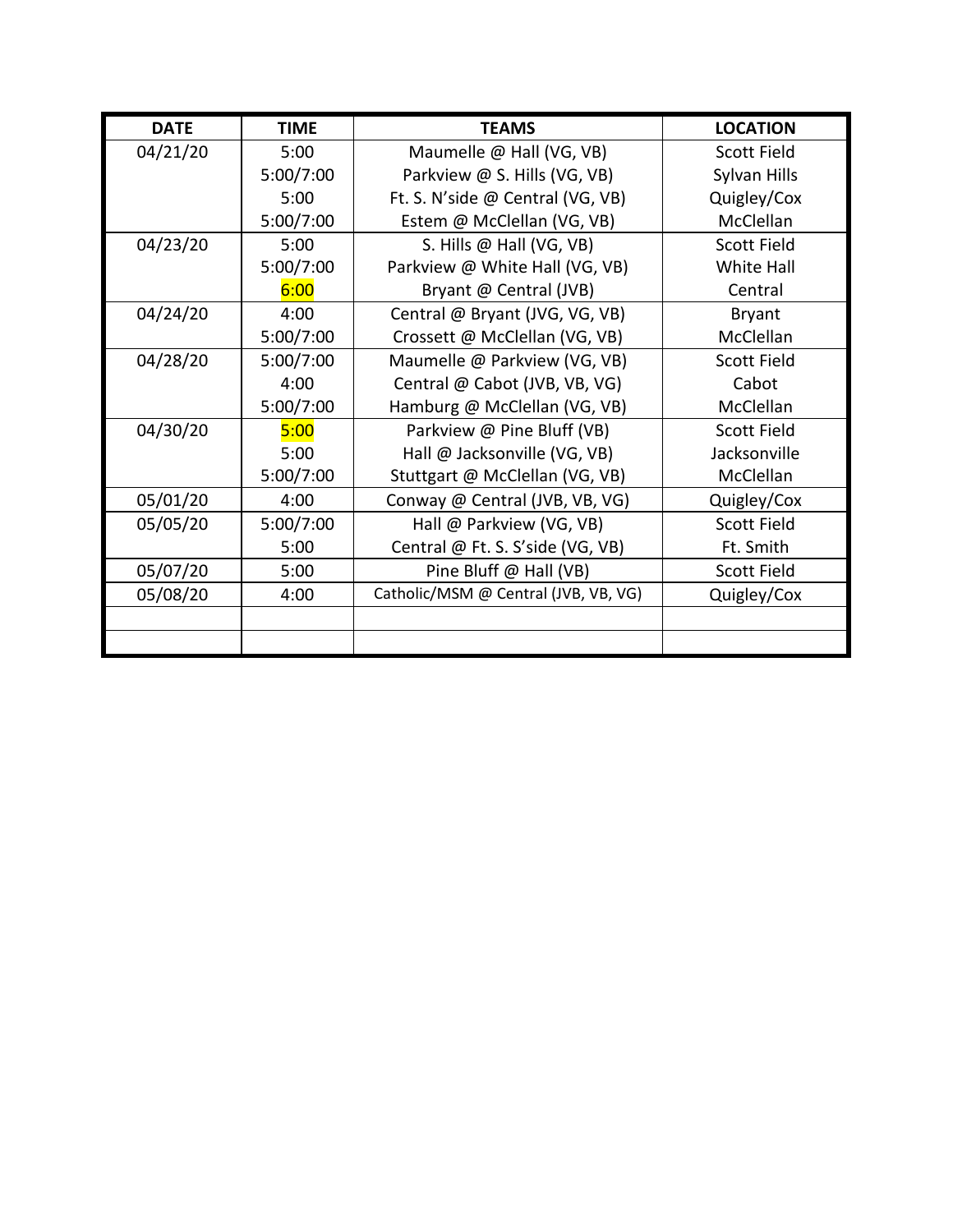| DATE | TIME | TEAMS | LOCATION |
|---|---|---|---|
| 04/21/20 | 5:00 | Maumelle @ Hall (VG, VB) | Scott Field |
| | 5:00/7:00 | Parkview @ S. Hills (VG, VB) | Sylvan Hills |
| | 5:00 | Ft. S. N'side @ Central (VG, VB) | Quigley/Cox |
| | 5:00/7:00 | Estem @ McClellan (VG, VB) | McClellan |
| 04/23/20 | 5:00 | S. Hills @ Hall (VG, VB) | Scott Field |
| | 5:00/7:00 | Parkview @ White Hall (VG, VB) | White Hall |
| | 6:00 | Bryant @ Central (JVB) | Central |
| 04/24/20 | 4:00 | Central @ Bryant (JVG, VG, VB) | Bryant |
| | 5:00/7:00 | Crossett @ McClellan (VG, VB) | McClellan |
| 04/28/20 | 5:00/7:00 | Maumelle @ Parkview (VG, VB) | Scott Field |
| | 4:00 | Central @ Cabot (JVB, VB, VG) | Cabot |
| | 5:00/7:00 | Hamburg @ McClellan (VG, VB) | McClellan |
| 04/30/20 | 5:00 | Parkview @ Pine Bluff (VB) | Scott Field |
| | 5:00 | Hall @ Jacksonville (VG, VB) | Jacksonville |
| | 5:00/7:00 | Stuttgart @ McClellan (VG, VB) | McClellan |
| 05/01/20 | 4:00 | Conway @ Central (JVB, VB, VG) | Quigley/Cox |
| 05/05/20 | 5:00/7:00 | Hall @ Parkview (VG, VB) | Scott Field |
| | 5:00 | Central @ Ft. S. S'side (VG, VB) | Ft. Smith |
| 05/07/20 | 5:00 | Pine Bluff @ Hall (VB) | Scott Field |
| 05/08/20 | 4:00 | Catholic/MSM @ Central (JVB, VB, VG) | Quigley/Cox |
| | | | |
| | | | |